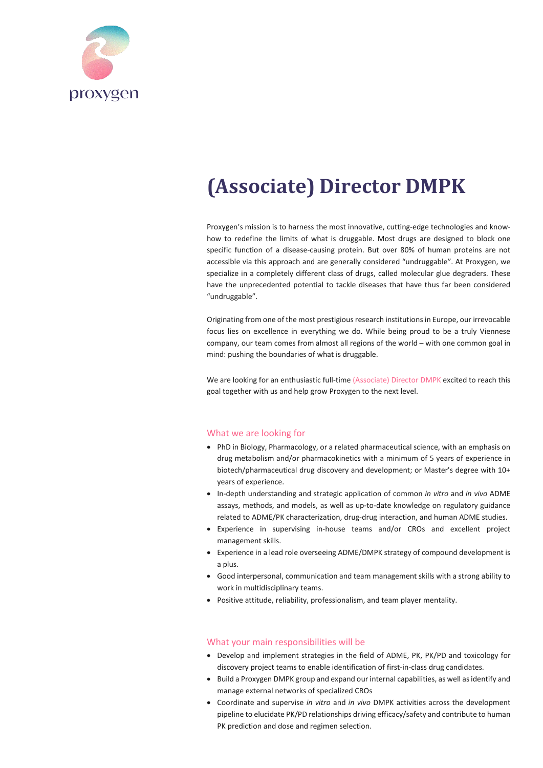proxygen

# (Associate) Director DMPK

Proxygen's mission is to harness the most innovative, cutting-edge technologies and know-how to redefine the limits of what is druggable. Most drugs are designed to block one specific function of a disease-causing protein. But over 80% of human proteins are not accessible via this approach and are generally considered "undruggable". At Proxygen, we specialize in a completely different class of drugs, called molecular glue degraders. These have the unprecedented potential to tackle diseases that have thus far been considered "undruggable".

Originating from one of the most prestigious research institutions in Europe, our irrevocable focus lies on excellence in everything we do. While being proud to be a truly Viennese company, our team comes from almost all regions of the world – with one common goal in mind: pushing the boundaries of what is druggable.

We are looking for an enthusiastic full-time (Associate) Director DMPK excited to reach this goal together with us and help grow Proxygen to the next level.

## What we are looking for

- PhD in Biology, Pharmacology, or a related pharmaceutical science, with an emphasis on drug metabolism and/or pharmacokinetics with a minimum of 5 years of experience in biotech/pharmaceutical drug discovery and development; or Master's degree with 10+ years of experience.
- In-depth understanding and strategic application of common *in vitro* and *in vivo* ADME assays, methods, and models, as well as up-to-date knowledge on regulatory guidance related to ADME/PK characterization, drug-drug interaction, and human ADME studies.
- Experience in supervising in-house teams and/or CROs and excellent project management skills.
- Experience in a lead role overseeing ADME/DMPK strategy of compound development is a plus.
- Good interpersonal, communication and team management skills with a strong ability to work in multidisciplinary teams.
- Positive attitude, reliability, professionalism, and team player mentality.

## What your main responsibilities will be

- Develop and implement strategies in the field of ADME, PK, PK/PD and toxicology for discovery project teams to enable identification of first-in-class drug candidates.
- Build a Proxygen DMPK group and expand our internal capabilities, as well as identify and manage external networks of specialized CROs
- Coordinate and supervise *in vitro* and *in vivo* DMPK activities across the development pipeline to elucidate PK/PD relationships driving efficacy/safety and contribute to human PK prediction and dose and regimen selection.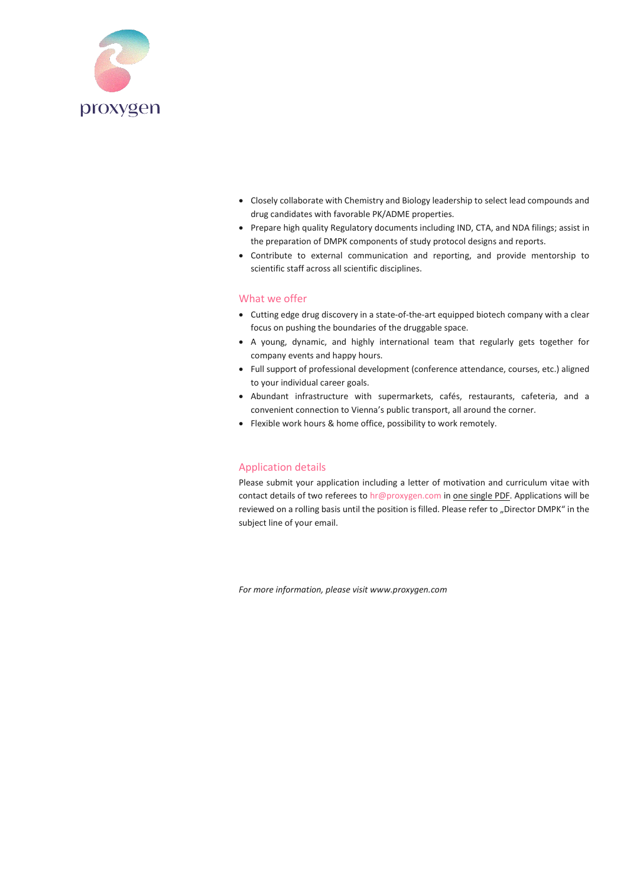proxygen

- Closely collaborate with Chemistry and Biology leadership to select lead compounds and drug candidates with favorable PK/ADME properties.
- Prepare high quality Regulatory documents including IND, CTA, and NDA filings; assist in the preparation of DMPK components of study protocol designs and reports.
- Contribute to external communication and reporting, and provide mentorship to scientific staff across all scientific disciplines.

## What we offer

- Cutting edge drug discovery in a state-of-the-art equipped biotech company with a clear focus on pushing the boundaries of the druggable space.
- A young, dynamic, and highly international team that regularly gets together for company events and happy hours.
- Full support of professional development (conference attendance, courses, etc.) aligned to your individual career goals.
- Abundant infrastructure with supermarkets, cafés, restaurants, cafeteria, and a convenient connection to Vienna's public transport, all around the corner.
- Flexible work hours & home office, possibility to work remotely.

## Application details

Please submit your application including a letter of motivation and curriculum vitae with contact details of two referees to hr@proxygen.com in one single PDF. Applications will be reviewed on a rolling basis until the position is filled. Please refer to „Director DMPK" in the subject line of your email.

*For more information, please visit www.proxygen.com*